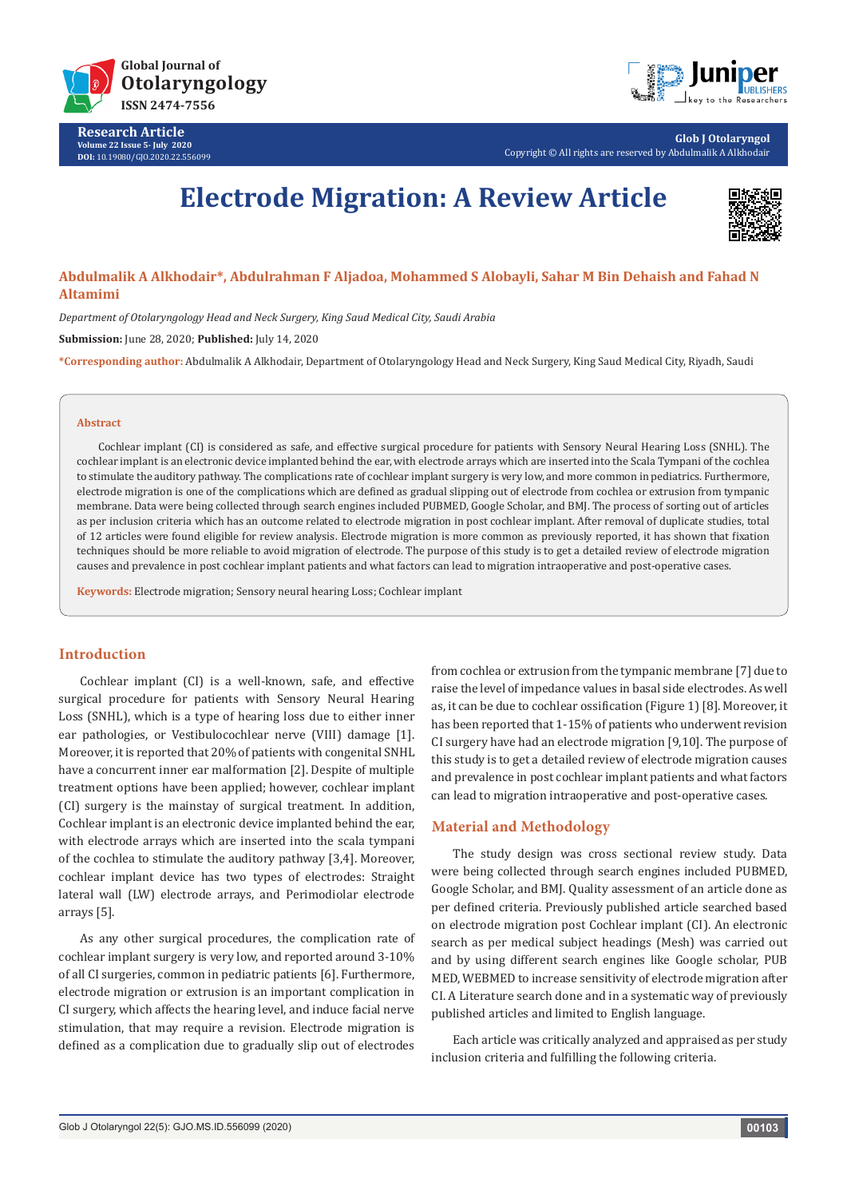# Electrode Migration: A Review Article

**Abdulmalik A Alkhodair\*, Abdulrahman F Aljadoa, Mohammed S Alobayli, Sahar M Bin Dehaish and Fahad N Altamimi**

*Department of Otolaryngology Head and Neck Surgery, King Saud Medical City, Saudi Arabia*

**Submission:** June 28, 2020; **Published:** July 14, 2020

**\*Corresponding author:** Abdulmalik A Alkhodair, Department of Otolaryngology Head and Neck Surgery, King Saud Medical City, Riyadh, Saudi

## Abstract

Cochlear implant (CI) is considered as safe, and effective surgical procedure for patients with Sensory Neural Hearing Loss (SNHL). The cochlear implant is an electronic device implanted behind the ear, with electrode arrays which are inserted into the Scala Tympani of the cochlea to stimulate the auditory pathway. The complications rate of cochlear implant surgery is very low, and more common in pediatrics. Furthermore, electrode migration is one of the complications which are defined as gradual slipping out of electrode from cochlea or extrusion from tympanic membrane. Data were being collected through search engines included PUBMED, Google Scholar, and BMJ. The process of sorting out of articles as per inclusion criteria which has an outcome related to electrode migration in post cochlear implant. After removal of duplicate studies, total of 12 articles were found eligible for review analysis. Electrode migration is more common as previously reported, it has shown that fixation techniques should be more reliable to avoid migration of electrode. The purpose of this study is to get a detailed review of electrode migration causes and prevalence in post cochlear implant patients and what factors can lead to migration intraoperative and post-operative cases.

**Keywords:** Electrode migration; Sensory neural hearing Loss; Cochlear implant

## Introduction

Cochlear implant (CI) is a well-known, safe, and effective surgical procedure for patients with Sensory Neural Hearing Loss (SNHL), which is a type of hearing loss due to either inner ear pathologies, or Vestibulocochlear nerve (VIII) damage [1]. Moreover, it is reported that 20% of patients with congenital SNHL have a concurrent inner ear malformation [2]. Despite of multiple treatment options have been applied; however, cochlear implant (CI) surgery is the mainstay of surgical treatment. In addition, Cochlear implant is an electronic device implanted behind the ear, with electrode arrays which are inserted into the scala tympani of the cochlea to stimulate the auditory pathway [3,4]. Moreover, cochlear implant device has two types of electrodes: Straight lateral wall (LW) electrode arrays, and Perimodiolar electrode arrays [5].

As any other surgical procedures, the complication rate of cochlear implant surgery is very low, and reported around 3-10% of all CI surgeries, common in pediatric patients [6]. Furthermore, electrode migration or extrusion is an important complication in CI surgery, which affects the hearing level, and induce facial nerve stimulation, that may require a revision. Electrode migration is defined as a complication due to gradually slip out of electrodes from cochlea or extrusion from the tympanic membrane [7] due to raise the level of impedance values in basal side electrodes. As well as, it can be due to cochlear ossification (Figure 1) [8]. Moreover, it has been reported that 1-15% of patients who underwent revision CI surgery have had an electrode migration [9,10]. The purpose of this study is to get a detailed review of electrode migration causes and prevalence in post cochlear implant patients and what factors can lead to migration intraoperative and post-operative cases.

## Material and Methodology

The study design was cross sectional review study. Data were being collected through search engines included PUBMED, Google Scholar, and BMJ. Quality assessment of an article done as per defined criteria. Previously published article searched based on electrode migration post Cochlear implant (CI). An electronic search as per medical subject headings (Mesh) was carried out and by using different search engines like Google scholar, PUB MED, WEBMED to increase sensitivity of electrode migration after CI. A Literature search done and in a systematic way of previously published articles and limited to English language.

Each article was critically analyzed and appraised as per study inclusion criteria and fulfilling the following criteria.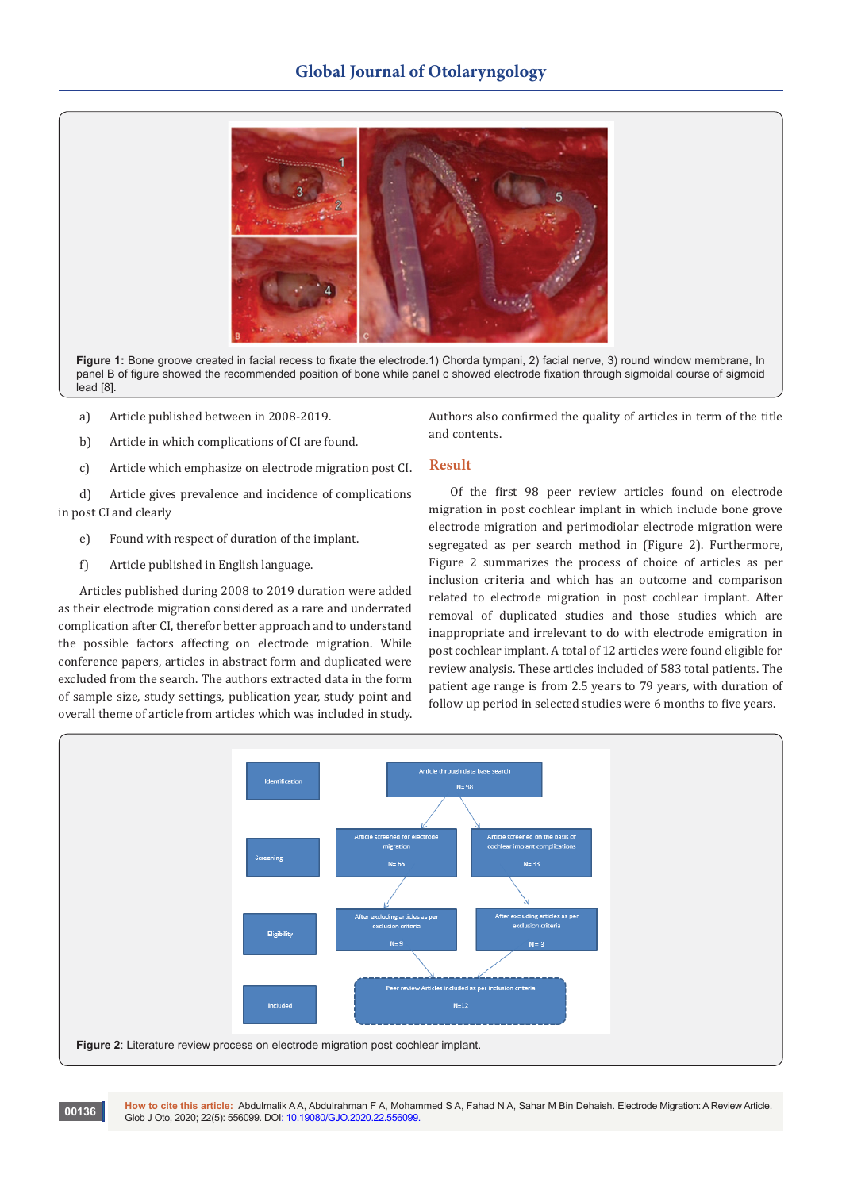Figure 1: Bone groove created in facial recess to fixate the electrode.1) Chorda tympani, 2) facial nerve, 3) round window membrane, In panel B of figure showed the recommended position of bone while panel c showed electrode fixation through sigmoidal course of sigmoid lead [8].

a) Article published between in 2008-2019.

b) Article in which complications of CI are found.

c) Article which emphasize on electrode migration post CI.

d) Article gives prevalence and incidence of complications in post CI and clearly

e) Found with respect of duration of the implant.

f) Article published in English language.

Articles published during 2008 to 2019 duration were added as their electrode migration considered as a rare and underrated complication after CI, therefor better approach and to understand the possible factors affecting on electrode migration. While conference papers, articles in abstract form and duplicated were excluded from the search. The authors extracted data in the form of sample size, study settings, publication year, study point and overall theme of article from articles which was included in study. Authors also confirmed the quality of articles in term of the title and contents.

## Result

Of the first 98 peer review articles found on electrode migration in post cochlear implant in which include bone grove electrode migration and perimodiolar electrode migration were segregated as per search method in (Figure 2). Furthermore, Figure 2 summarizes the process of choice of articles as per inclusion criteria and which has an outcome and comparison related to electrode migration in post cochlear implant. After removal of duplicated studies and those studies which are inappropriate and irrelevant to do with electrode emigration in post cochlear implant. A total of 12 articles were found eligible for review analysis. These articles included of 583 total patients. The patient age range is from 2.5 years to 79 years, with duration of follow up period in selected studies were 6 months to five years.

Figure 2: Literature review process on electrode migration post cochlear implant.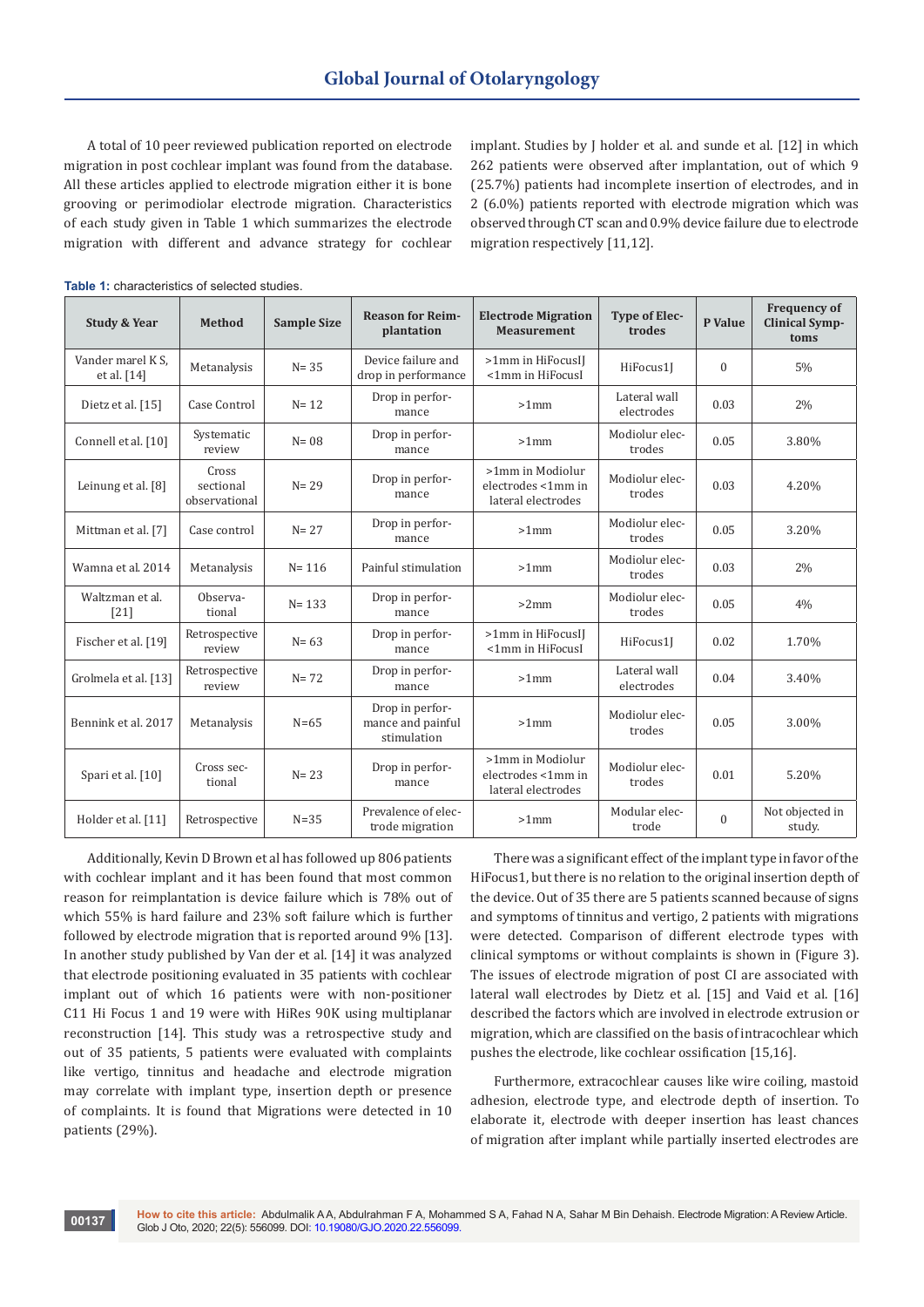A total of 10 peer reviewed publication reported on electrode migration in post cochlear implant was found from the database. All these articles applied to electrode migration either it is bone grooving or perimodiolar electrode migration. Characteristics of each study given in Table 1 which summarizes the electrode migration with different and advance strategy for cochlear implant. Studies by J holder et al. and sunde et al. [12] in which 262 patients were observed after implantation, out of which 9 (25.7%) patients had incomplete insertion of electrodes, and in 2 (6.0%) patients reported with electrode migration which was observed through CT scan and 0.9% device failure due to electrode migration respectively [11,12].

**Table 1:** characteristics of selected studies.

| Study & Year | Method | Sample Size | Reason for Reimplantation | Electrode Migration Measurement | Type of Electrodes | P Value | Frequency of Clinical Symptoms |
|---|---|---|---|---|---|---|---|
| Vander marel K S, et al. [14] | Metanalysis | N= 35 | Device failure and drop in performance | >1mm in HiFocusIJ <1mm in HiFocusI | HiFocus1J | 0 | 5% |
| Dietz et al. [15] | Case Control | N= 12 | Drop in performance | >1mm | Lateral wall electrodes | 0.03 | 2% |
| Connell et al. [10] | Systematic review | N= 08 | Drop in performance | >1mm | Modiolur electrodes | 0.05 | 3.80% |
| Leinung et al. [8] | Cross sectional observational | N= 29 | Drop in performance | >1mm in Modiolur electrodes <1mm in lateral electrodes | Modiolur electrodes | 0.03 | 4.20% |
| Mittman et al. [7] | Case control | N= 27 | Drop in performance | >1mm | Modiolur electrodes | 0.05 | 3.20% |
| Wamna et al. 2014 | Metanalysis | N= 116 | Painful stimulation | >1mm | Modiolur electrodes | 0.03 | 2% |
| Waltzman et al. [21] | Observational | N= 133 | Drop in performance | >2mm | Modiolur electrodes | 0.05 | 4% |
| Fischer et al. [19] | Retrospective review | N= 63 | Drop in performance | >1mm in HiFocusIJ <1mm in HiFocusI | HiFocus1J | 0.02 | 1.70% |
| Grolmela et al. [13] | Retrospective review | N= 72 | Drop in performance | >1mm | Lateral wall electrodes | 0.04 | 3.40% |
| Bennink et al. 2017 | Metanalysis | N=65 | Drop in performance and painful stimulation | >1mm | Modiolur electrodes | 0.05 | 3.00% |
| Spari et al. [10] | Cross sectional | N= 23 | Drop in performance | >1mm in Modiolur electrodes <1mm in lateral electrodes | Modiolur electrodes | 0.01 | 5.20% |
| Holder et al. [11] | Retrospective | N=35 | Prevalence of electrode migration | >1mm | Modular electrode | 0 | Not objected in study. |

Additionally, Kevin D Brown et al has followed up 806 patients with cochlear implant and it has been found that most common reason for reimplantation is device failure which is 78% out of which 55% is hard failure and 23% soft failure which is further followed by electrode migration that is reported around 9% [13]. In another study published by Van der et al. [14] it was analyzed that electrode positioning evaluated in 35 patients with cochlear implant out of which 16 patients were with non-positioner C11 Hi Focus 1 and 19 were with HiRes 90K using multiplanar reconstruction [14]. This study was a retrospective study and out of 35 patients, 5 patients were evaluated with complaints like vertigo, tinnitus and headache and electrode migration may correlate with implant type, insertion depth or presence of complaints. It is found that Migrations were detected in 10 patients (29%).

There was a significant effect of the implant type in favor of the HiFocus1, but there is no relation to the original insertion depth of the device. Out of 35 there are 5 patients scanned because of signs and symptoms of tinnitus and vertigo, 2 patients with migrations were detected. Comparison of different electrode types with clinical symptoms or without complaints is shown in (Figure 3). The issues of electrode migration of post CI are associated with lateral wall electrodes by Dietz et al. [15] and Vaid et al. [16] described the factors which are involved in electrode extrusion or migration, which are classified on the basis of intracochlear which pushes the electrode, like cochlear ossification [15,16].

Furthermore, extracochlear causes like wire coiling, mastoid adhesion, electrode type, and electrode depth of insertion. To elaborate it, electrode with deeper insertion has least chances of migration after implant while partially inserted electrodes are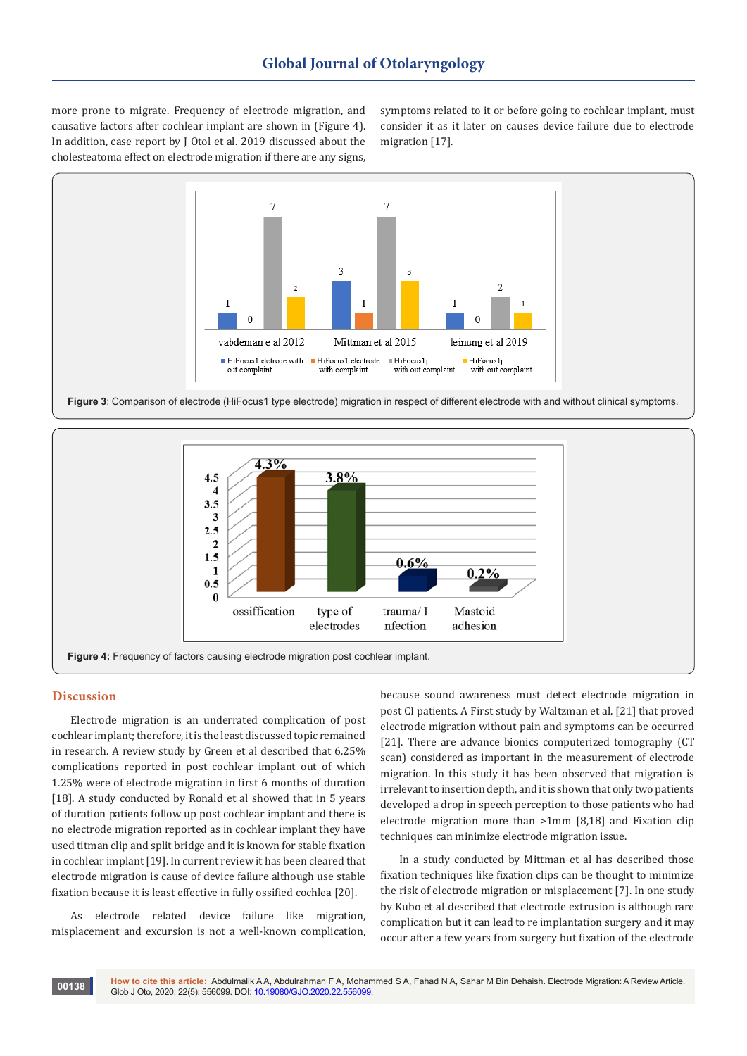more prone to migrate. Frequency of electrode migration, and causative factors after cochlear implant are shown in (Figure 4). In addition, case report by J Otol et al. 2019 discussed about the cholesteatoma effect on electrode migration if there are any signs, symptoms related to it or before going to cochlear implant, must consider it as it later on causes device failure due to electrode migration [17].

**Figure 3**: Comparison of electrode (HiFocus1 type electrode) migration in respect of different electrode with and without clinical symptoms.

**Figure 4:** Frequency of factors causing electrode migration post cochlear implant.

## Discussion

Electrode migration is an underrated complication of post cochlear implant; therefore, it is the least discussed topic remained in research. A review study by Green et al described that 6.25% complications reported in post cochlear implant out of which 1.25% were of electrode migration in first 6 months of duration [18]. A study conducted by Ronald et al showed that in 5 years of duration patients follow up post cochlear implant and there is no electrode migration reported as in cochlear implant they have used titman clip and split bridge and it is known for stable fixation in cochlear implant [19]. In current review it has been cleared that electrode migration is cause of device failure although use stable fixation because it is least effective in fully ossified cochlea [20].

As electrode related device failure like migration, misplacement and excursion is not a well-known complication, because sound awareness must detect electrode migration in post CI patients. A First study by Waltzman et al. [21] that proved electrode migration without pain and symptoms can be occurred [21]. There are advance bionics computerized tomography (CT scan) considered as important in the measurement of electrode migration. In this study it has been observed that migration is irrelevant to insertion depth, and it is shown that only two patients developed a drop in speech perception to those patients who had electrode migration more than >1mm [8,18] and Fixation clip techniques can minimize electrode migration issue.

In a study conducted by Mittman et al has described those fixation techniques like fixation clips can be thought to minimize the risk of electrode migration or misplacement [7]. In one study by Kubo et al described that electrode extrusion is although rare complication but it can lead to re implantation surgery and it may occur after a few years from surgery but fixation of the electrode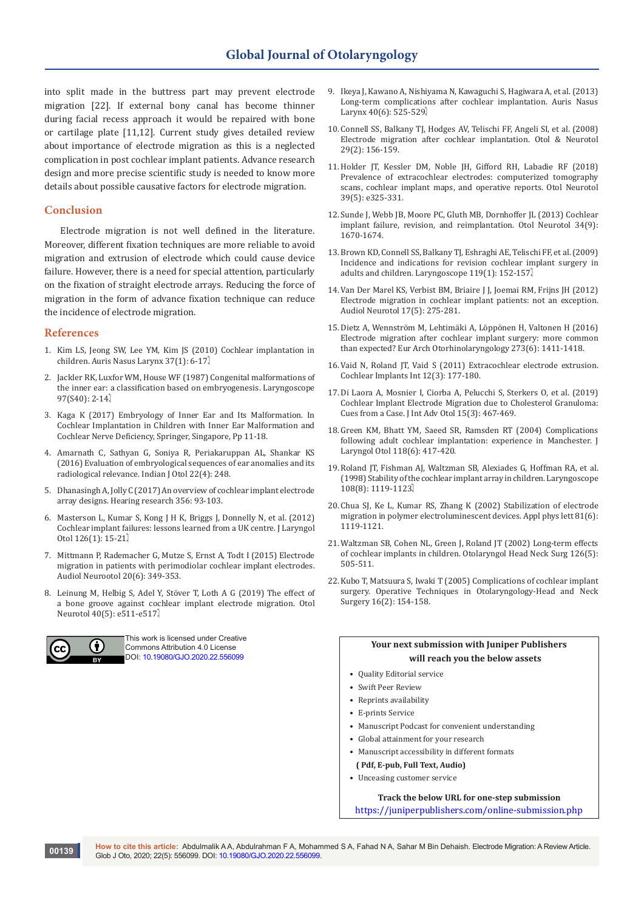into split made in the buttress part may prevent electrode migration [22]. If external bony canal has become thinner during facial recess approach it would be repaired with bone or cartilage plate [11,12]. Current study gives detailed review about importance of electrode migration as this is a neglected complication in post cochlear implant patients. Advance research design and more precise scientific study is needed to know more details about possible causative factors for electrode migration.

## Conclusion

Electrode migration is not well defined in the literature. Moreover, different fixation techniques are more reliable to avoid migration and extrusion of electrode which could cause device failure. However, there is a need for special attention, particularly on the fixation of straight electrode arrays. Reducing the force of migration in the form of advance fixation technique can reduce the incidence of electrode migration.

## References

1. Kim LS, Jeong SW, Lee YM, Kim JS (2010) Cochlear implantation in children. Auris Nasus Larynx 37(1): 6-17.
2. Jackler RK, Luxfor WM, House WF (1987) Congenital malformations of the inner ear: a classification based on embryogenesis. Laryngoscope 97(S40): 2-14.
3. Kaga K (2017) Embryology of Inner Ear and Its Malformation. In Cochlear Implantation in Children with Inner Ear Malformation and Cochlear Nerve Deficiency, Springer, Singapore, Pp 11-18.
4. Amarnath C, Sathyan G, Soniya R, Periakaruppan AL, Shankar KS (2016) Evaluation of embryological sequences of ear anomalies and its radiological relevance. Indian J Otol 22(4): 248.
5. Dhanasingh A, Jolly C (2017) An overview of cochlear implant electrode array designs. Hearing research 356: 93-103.
6. Masterson L, Kumar S, Kong J H K, Briggs J, Donnelly N, et al. (2012) Cochlear implant failures: lessons learned from a UK centre. J Laryngol Otol 126(1): 15-21.
7. Mittmann P, Rademacher G, Mutze S, Ernst A, Todt I (2015) Electrode migration in patients with perimodiolar cochlear implant electrodes. Audiol Neurootol 20(6): 349-353.
8. Leinung M, Helbig S, Adel Y, Stöver T, Loth A G (2019) The effect of a bone groove against cochlear implant electrode migration. Otol Neurotol 40(5): e511-e517.
9. Ikeya J, Kawano A, Nishiyama N, Kawaguchi S, Hagiwara A, et al. (2013) Long-term complications after cochlear implantation. Auris Nasus Larynx 40(6): 525-529.
10. Connell SS, Balkany TJ, Hodges AV, Telischi FF, Angeli SI, et al. (2008) Electrode migration after cochlear implantation. Otol & Neurotol 29(2): 156-159.
11. Holder JT, Kessler DM, Noble JH, Gifford RH, Labadie RF (2018) Prevalence of extracochlear electrodes: computerized tomography scans, cochlear implant maps, and operative reports. Otol Neurotol 39(5): e325-331.
12. Sunde J, Webb JB, Moore PC, Gluth MB, Dornhoffer JL (2013) Cochlear implant failure, revision, and reimplantation. Otol Neurotol 34(9): 1670-1674.
13. Brown KD, Connell SS, Balkany TJ, Eshraghi AE, Telischi FF, et al. (2009) Incidence and indications for revision cochlear implant surgery in adults and children. Laryngoscope 119(1): 152-157.
14. Van Der Marel KS, Verbist BM, Briaire J J, Joemai RM, Frijns JH (2012) Electrode migration in cochlear implant patients: not an exception. Audiol Neurotol 17(5): 275-281.
15. Dietz A, Wennström M, Lehtimäki A, Löppönen H, Valtonen H (2016) Electrode migration after cochlear implant surgery: more common than expected? Eur Arch Otorhinolaryngology 273(6): 1411-1418.
16. Vaid N, Roland JT, Vaid S (2011) Extracochlear electrode extrusion. Cochlear Implants Int 12(3): 177-180.
17. Di Laora A, Mosnier I, Ciorba A, Pelucchi S, Sterkers O, et al. (2019) Cochlear Implant Electrode Migration due to Cholesterol Granuloma: Cues from a Case. J Int Adv Otol 15(3): 467-469.
18. Green KM, Bhatt YM, Saeed SR, Ramsden RT (2004) Complications following adult cochlear implantation: experience in Manchester. J Laryngol Otol 118(6): 417-420.
19. Roland JT, Fishman AJ, Waltzman SB, Alexiades G, Hoffman RA, et al. (1998) Stability of the cochlear implant array in children. Laryngoscope 108(8): 1119-1123.
20. Chua SJ, Ke L, Kumar RS, Zhang K (2002) Stabilization of electrode migration in polymer electroluminescent devices. Appl phys lett 81(6): 1119-1121.
21. Waltzman SB, Cohen NL, Green J, Roland JT (2002) Long-term effects of cochlear implants in children. Otolaryngol Head Neck Surg 126(5): 505-511.
22. Kubo T, Matsuura S, Iwaki T (2005) Complications of cochlear implant surgery. Operative Techniques in Otolaryngology-Head and Neck Surgery 16(2): 154-158.

This work is licensed under Creative Commons Attribution 4.0 License
DOI: 10.19080/GJO.2020.22.556099

**Your next submission with Juniper Publishers will reach you the below assets**

- Quality Editorial service
- Swift Peer Review
- Reprints availability
- E-prints Service
- Manuscript Podcast for convenient understanding
- Global attainment for your research
- Manuscript accessibility in different formats
  **( Pdf, E-pub, Full Text, Audio)**
- Unceasing customer service

**Track the below URL for one-step submission**
https://juniperpublishers.com/online-submission.php

**How to cite this article:** Abdulmalik A A, Abdulrahman F A, Mohammed S A, Fahad N A, Sahar M Bin Dehaish. Electrode Migration: A Review Article. Glob J Oto, 2020; 22(5): 556099. DOI: 10.19080/GJO.2020.22.556099.